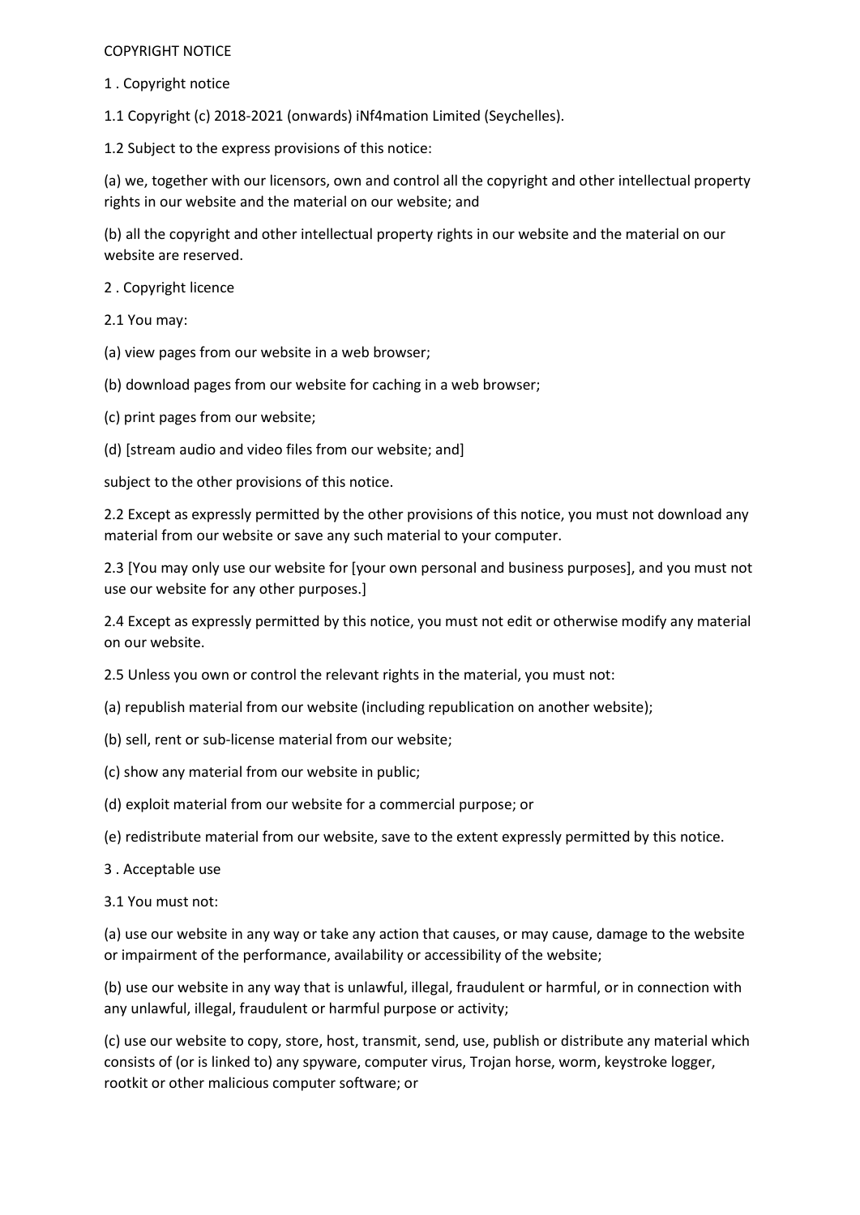# COPYRIGHT NOTICE

## 1 . Copyright notice

1.1 Copyright (c) 2018-2021 (onwards) iNf4mation Limited (Seychelles).

1.2 Subject to the express provisions of this notice:

(a) we, together with our licensors, own and control all the copyright and other intellectual property rights in our website and the material on our website; and

(b) all the copyright and other intellectual property rights in our website and the material on our website are reserved.

## 2 . Copyright licence

2.1 You may:

(a) view pages from our website in a web browser;

(b) download pages from our website for caching in a web browser;

(c) print pages from our website;

(d) [stream audio and video files from our website; and]

subject to the other provisions of this notice.

2.2 Except as expressly permitted by the other provisions of this notice, you must not download any material from our website or save any such material to your computer.

2.3 [You may only use our website for [your own personal and business purposes], and you must not use our website for any other purposes.]

2.4 Except as expressly permitted by this notice, you must not edit or otherwise modify any material on our website.

2.5 Unless you own or control the relevant rights in the material, you must not:

(a) republish material from our website (including republication on another website);

(b) sell, rent or sub-license material from our website;

(c) show any material from our website in public;

(d) exploit material from our website for a commercial purpose; or

(e) redistribute material from our website, save to the extent expressly permitted by this notice.

## 3 . Acceptable use

3.1 You must not:

(a) use our website in any way or take any action that causes, or may cause, damage to the website or impairment of the performance, availability or accessibility of the website;

(b) use our website in any way that is unlawful, illegal, fraudulent or harmful, or in connection with any unlawful, illegal, fraudulent or harmful purpose or activity;

(c) use our website to copy, store, host, transmit, send, use, publish or distribute any material which consists of (or is linked to) any spyware, computer virus, Trojan horse, worm, keystroke logger, rootkit or other malicious computer software; or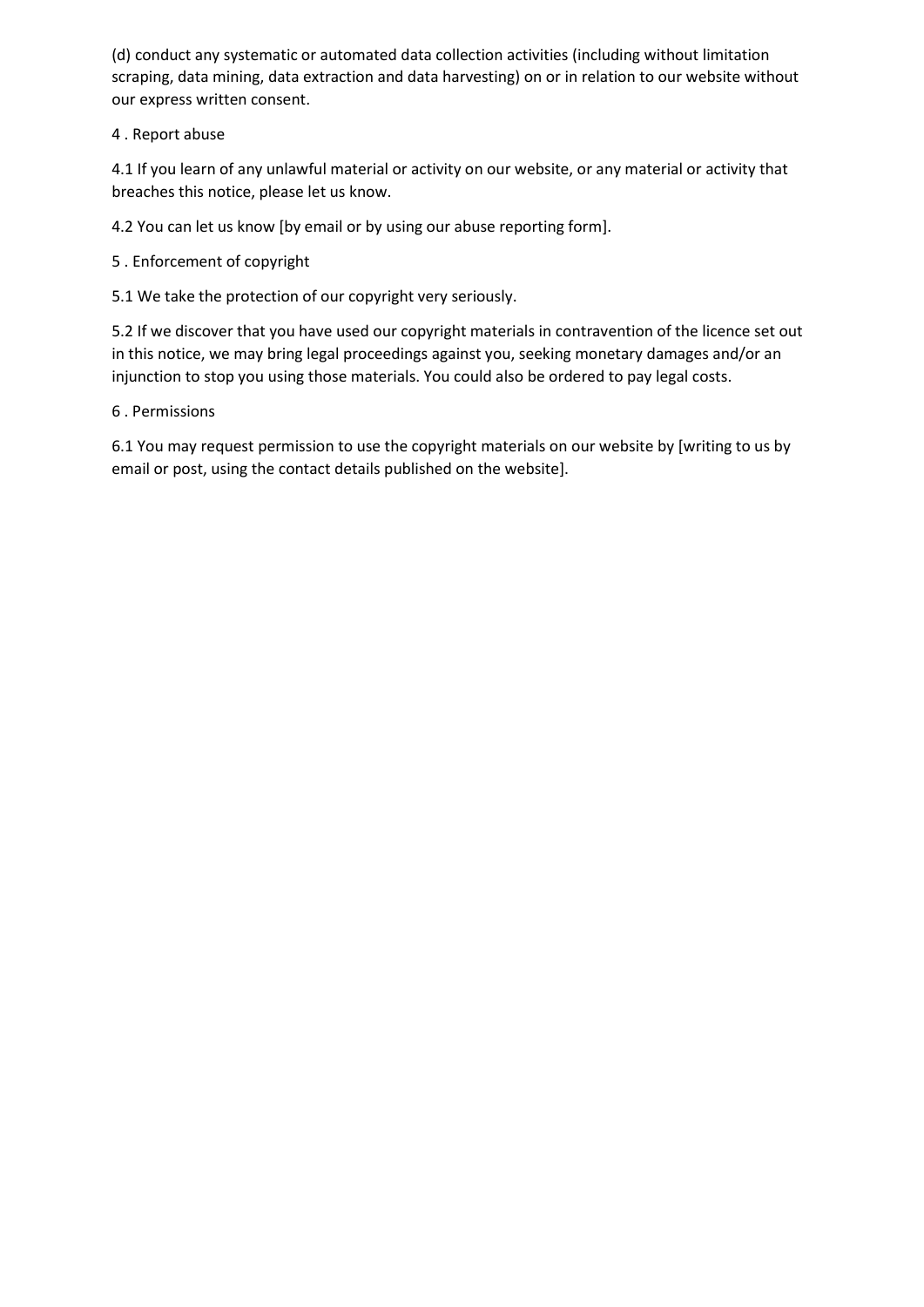(d) conduct any systematic or automated data collection activities (including without limitation scraping, data mining, data extraction and data harvesting) on or in relation to our website without our express written consent.

## 4 . Report abuse

4.1 If you learn of any unlawful material or activity on our website, or any material or activity that breaches this notice, please let us know.

4.2 You can let us know [by email or by using our abuse reporting form].

## 5 . Enforcement of copyright

5.1 We take the protection of our copyright very seriously.

5.2 If we discover that you have used our copyright materials in contravention of the licence set out in this notice, we may bring legal proceedings against you, seeking monetary damages and/or an injunction to stop you using those materials. You could also be ordered to pay legal costs.

## 6 . Permissions

6.1 You may request permission to use the copyright materials on our website by [writing to us by email or post, using the contact details published on the website].